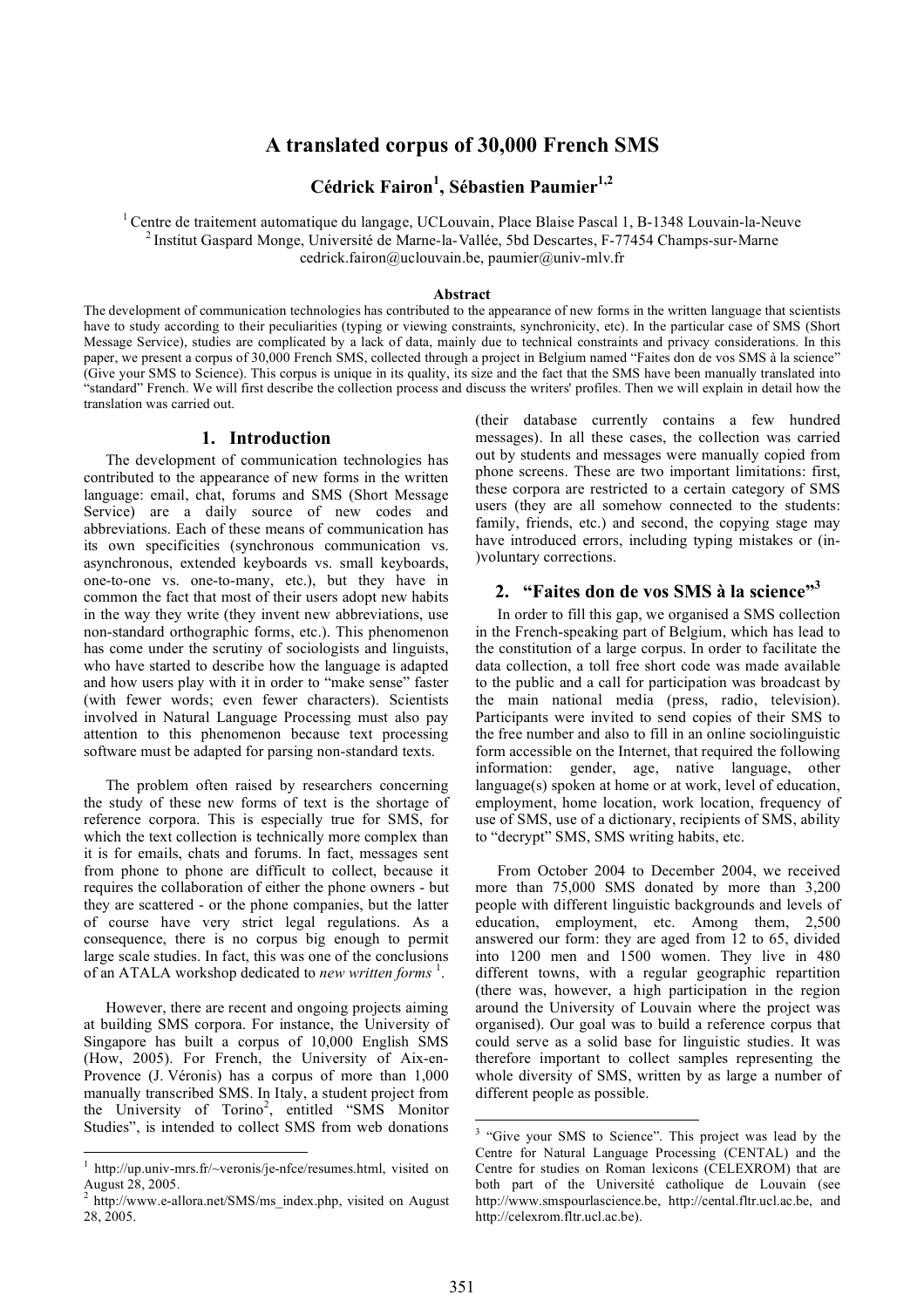# A translated corpus of 30,000 French SMS

**Cédrick Fairon[1], Sébastien Paumier[1,2]**

[1] Centre de traitement automatique du langage, UCLouvain, Place Blaise Pascal 1, B-1348 Louvain-la-Neuve
[2] Institut Gaspard Monge, Université de Marne-la-Vallée, 5bd Descartes, F-77454 Champs-sur-Marne
cedrick.fairon@uclouvain.be, paumier@univ-mlv.fr

**Abstract**

The development of communication technologies has contributed to the appearance of new forms in the written language that scientists have to study according to their peculiarities (typing or viewing constraints, synchronicity, etc). In the particular case of SMS (Short Message Service), studies are complicated by a lack of data, mainly due to technical constraints and privacy considerations. In this paper, we present a corpus of 30,000 French SMS, collected through a project in Belgium named "Faites don de vos SMS à la science" (Give your SMS to Science). This corpus is unique in its quality, its size and the fact that the SMS have been manually translated into "standard" French. We will first describe the collection process and discuss the writers' profiles. Then we will explain in detail how the translation was carried out.

## 1. Introduction

The development of communication technologies has contributed to the appearance of new forms in the written language: email, chat, forums and SMS (Short Message Service) are a daily source of new codes and abbreviations. Each of these means of communication has its own specificities (synchronous communication vs. asynchronous, extended keyboards vs. small keyboards, one-to-one vs. one-to-many, etc.), but they have in common the fact that most of their users adopt new habits in the way they write (they invent new abbreviations, use non-standard orthographic forms, etc.). This phenomenon has come under the scrutiny of sociologists and linguists, who have started to describe how the language is adapted and how users play with it in order to "make sense" faster (with fewer words; even fewer characters). Scientists involved in Natural Language Processing must also pay attention to this phenomenon because text processing software must be adapted for parsing non-standard texts.

The problem often raised by researchers concerning the study of these new forms of text is the shortage of reference corpora. This is especially true for SMS, for which the text collection is technically more complex than it is for emails, chats and forums. In fact, messages sent from phone to phone are difficult to collect, because it requires the collaboration of either the phone owners - but they are scattered - or the phone companies, but the latter of course have very strict legal regulations. As a consequence, there is no corpus big enough to permit large scale studies. In fact, this was one of the conclusions of an ATALA workshop dedicated to *new written forms* [1].

However, there are recent and ongoing projects aiming at building SMS corpora. For instance, the University of Singapore has built a corpus of 10,000 English SMS (How, 2005). For French, the University of Aix-en-Provence (J. Véronis) has a corpus of more than 1,000 manually transcribed SMS. In Italy, a student project from the University of Torino[2], entitled "SMS Monitor Studies", is intended to collect SMS from web donations (their database currently contains a few hundred messages). In all these cases, the collection was carried out by students and messages were manually copied from phone screens. These are two important limitations: first, these corpora are restricted to a certain category of SMS users (they are all somehow connected to the students: family, friends, etc.) and second, the copying stage may have introduced errors, including typing mistakes or (in-)voluntary corrections.

## 2. "Faites don de vos SMS à la science"[3]

In order to fill this gap, we organised a SMS collection in the French-speaking part of Belgium, which has lead to the constitution of a large corpus. In order to facilitate the data collection, a toll free short code was made available to the public and a call for participation was broadcast by the main national media (press, radio, television). Participants were invited to send copies of their SMS to the free number and also to fill in an online sociolinguistic form accessible on the Internet, that required the following information: gender, age, native language, other language(s) spoken at home or at work, level of education, employment, home location, work location, frequency of use of SMS, use of a dictionary, recipients of SMS, ability to "decrypt" SMS, SMS writing habits, etc.

From October 2004 to December 2004, we received more than 75,000 SMS donated by more than 3,200 people with different linguistic backgrounds and levels of education, employment, etc. Among them, 2,500 answered our form: they are aged from 12 to 65, divided into 1200 men and 1500 women. They live in 480 different towns, with a regular geographic repartition (there was, however, a high participation in the region around the University of Louvain where the project was organised). Our goal was to build a reference corpus that could serve as a solid base for linguistic studies. It was therefore important to collect samples representing the whole diversity of SMS, written by as large a number of different people as possible.

---

[1] http://up.univ-mrs.fr/~veronis/je-nfce/resumes.html, visited on August 28, 2005.

[2] http://www.e-allora.net/SMS/ms_index.php, visited on August 28, 2005.

[3] "Give your SMS to Science". This project was lead by the Centre for Natural Language Processing (CENTAL) and the Centre for studies on Roman lexicons (CELEXROM) that are both part of the Université catholique de Louvain (see http://www.smspourlascience.be, http://cental.fltr.ucl.ac.be, and http://celexrom.fltr.ucl.ac.be).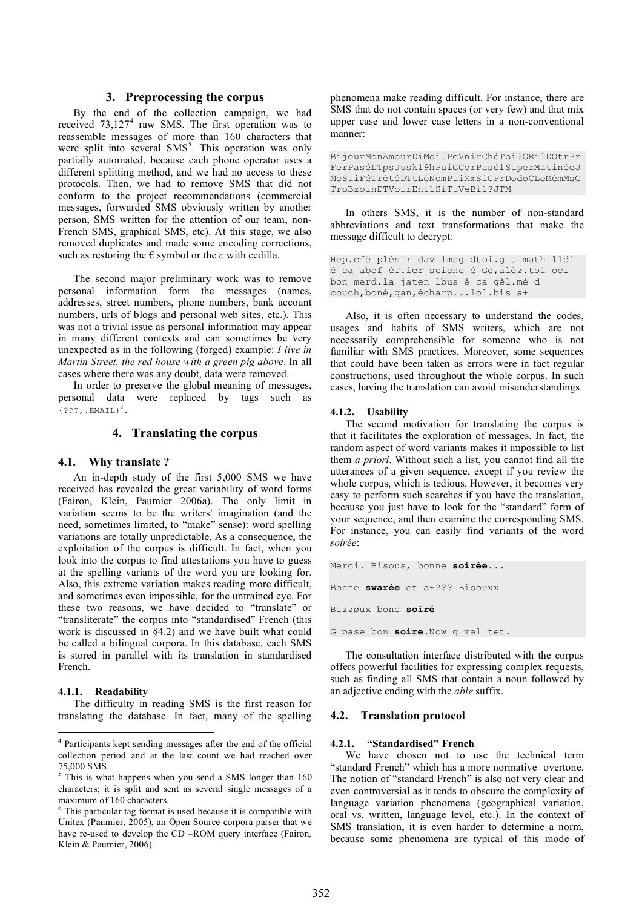## 3. Preprocessing the corpus

By the end of the collection campaign, we had received 73,127[4] raw SMS. The first operation was to reassemble messages of more than 160 characters that were split into several SMS[5]. This operation was only partially automated, because each phone operator uses a different splitting method, and we had no access to these protocols. Then, we had to remove SMS that did not conform to the project recommendations (commercial messages, forwarded SMS obviously written by another person, SMS written for the attention of our team, non-French SMS, graphical SMS, etc). At this stage, we also removed duplicates and made some encoding corrections, such as restoring the € symbol or the *c* with cedilla.

The second major preliminary work was to remove personal information form the messages (names, addresses, street numbers, phone numbers, bank account numbers, urls of blogs and personal web sites, etc.). This was not a trivial issue as personal information may appear in many different contexts and can sometimes be very unexpected as in the following (forged) example: *I live in Martin Street, the red house with a green pig above*. In all cases where there was any doubt, data were removed.

In order to preserve the global meaning of messages, personal data were replaced by tags such as `{???,.EMAIL}`[6].

## 4. Translating the corpus

### 4.1. Why translate ?

An in-depth study of the first 5,000 SMS we have received has revealed the great variability of word forms (Fairon, Klein, Paumier 2006a). The only limit in variation seems to be the writers' imagination (and the need, sometimes limited, to "make" sense): word spelling variations are totally unpredictable. As a consequence, the exploitation of the corpus is difficult. In fact, when you look into the corpus to find attestations you have to guess at the spelling variants of the word you are looking for. Also, this extreme variation makes reading more difficult, and sometimes even impossible, for the untrained eye. For these two reasons, we have decided to "translate" or "transliterate" the corpus into "standardised" French (this work is discussed in §4.2) and we have built what could be called a bilingual corpora. In this database, each SMS is stored in parallel with its translation in standardised French.

#### 4.1.1. Readability

The difficulty in reading SMS is the first reason for translating the database. In fact, many of the spelling phenomena make reading difficult. For instance, there are SMS that do not contain spaces (or very few) and that mix upper case and lower case letters in a non-conventional manner:

```
BijourMonAmourDiMoiJPeVnirChéToi?GRi1DOtrPr
FerPaséLTpsJusk19hPuiGCorPasé1SuperMatinéeJ
MeSuiFéTrétéDTtLèNomPuiMmSiCPrDodoCLeMèmMsG
TroBzoinDTVoirEnf1SiTuVeBi1?JTM
```

In others SMS, it is the number of non-standard abbreviations and text transformations that make the message difficult to decrypt:

```
Hep.cfè plésir dav 1msg dtoi.g u math l1di
é ca abof éT.ier scienc é Go,alèz.toi oci
bon merd.la jaten lbus é ca gèl.mè d
couch,bonè,gan,écharp...lol.bis a+
```

Also, it is often necessary to understand the codes, usages and habits of SMS writers, which are not necessarily comprehensible for someone who is not familiar with SMS practices. Moreover, some sequences that could have been taken as errors were in fact regular constructions, used throughout the whole corpus. In such cases, having the translation can avoid misunderstandings.

#### 4.1.2. Usability

The second motivation for translating the corpus is that it facilitates the exploration of messages. In fact, the random aspect of word variants makes it impossible to list them *a priori*. Without such a list, you cannot find all the utterances of a given sequence, except if you review the whole corpus, which is tedious. However, it becomes very easy to perform such searches if you have the translation, because you just have to look for the "standard" form of your sequence, and then examine the corresponding SMS. For instance, you can easily find variants of the word *soirée*:

Merci. Bisous, bonne **soirée**...

Bonne **swarée** et a+??? Bisouxx

Bizzøux bone **soiré**

G pase bon **soire**.Now g mal tet.

The consultation interface distributed with the corpus offers powerful facilities for expressing complex requests, such as finding all SMS that contain a noun followed by an adjective ending with the *able* suffix.

### 4.2. Translation protocol

#### 4.2.1. "Standardised" French

We have chosen not to use the technical term "standard French" which has a more normative overtone. The notion of "standard French" is also not very clear and even controversial as it tends to obscure the complexity of language variation phenomena (geographical variation, oral vs. written, language level, etc.). In the context of SMS translation, it is even harder to determine a norm, because some phenomena are typical of this mode of

---

[4] Participants kept sending messages after the end of the official collection period and at the last count we had reached over 75,000 SMS.

[5] This is what happens when you send a SMS longer than 160 characters; it is split and sent as several single messages of a maximum of 160 characters.

[6] This particular tag format is used because it is compatible with Unitex (Paumier, 2005), an Open Source corpora parser that we have re-used to develop the CD –ROM query interface (Fairon, Klein & Paumier, 2006).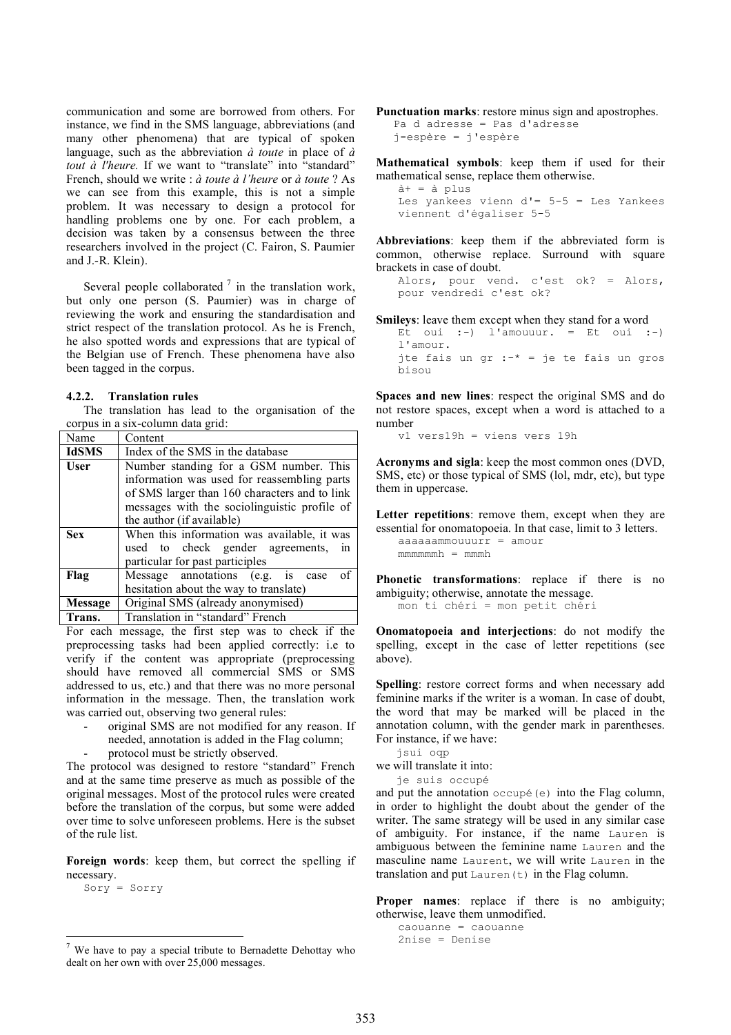communication and some are borrowed from others. For instance, we find in the SMS language, abbreviations (and many other phenomena) that are typical of spoken language, such as the abbreviation *à toute* in place of *à tout à l'heure.* If we want to "translate" into "standard" French, should we write : *à toute à l'heure* or *à toute* ? As we can see from this example, this is not a simple problem. It was necessary to design a protocol for handling problems one by one. For each problem, a decision was taken by a consensus between the three researchers involved in the project (C. Fairon, S. Paumier and J.-R. Klein).

Several people collaborated [7] in the translation work, but only one person (S. Paumier) was in charge of reviewing the work and ensuring the standardisation and strict respect of the translation protocol. As he is French, he also spotted words and expressions that are typical of the Belgian use of French. These phenomena have also been tagged in the corpus.

#### 4.2.2. Translation rules

The translation has lead to the organisation of the corpus in a six-column data grid:

| Name | Content |
|---|---|
| **IdSMS** | Index of the SMS in the database |
| **User** | Number standing for a GSM number. This information was used for reassembling parts of SMS larger than 160 characters and to link messages with the sociolinguistic profile of the author (if available) |
| **Sex** | When this information was available, it was used to check gender agreements, in particular for past participles |
| **Flag** | Message annotations (e.g. is case of hesitation about the way to translate) |
| **Message** | Original SMS (already anonymised) |
| **Trans.** | Translation in "standard" French |

For each message, the first step was to check if the preprocessing tasks had been applied correctly: i.e to verify if the content was appropriate (preprocessing should have removed all commercial SMS or SMS addressed to us, etc.) and that there was no more personal information in the message. Then, the translation work was carried out, observing two general rules:

- original SMS are not modified for any reason. If needed, annotation is added in the Flag column;
- protocol must be strictly observed.

The protocol was designed to restore "standard" French and at the same time preserve as much as possible of the original messages. Most of the protocol rules were created before the translation of the corpus, but some were added over time to solve unforeseen problems. Here is the subset of the rule list.

**Foreign words**: keep them, but correct the spelling if necessary.

```
Sory = Sorry
```

**Punctuation marks**: restore minus sign and apostrophes.

```
Pa d adresse = Pas d'adresse
j-espère = j'espère
```

**Mathematical symbols**: keep them if used for their mathematical sense, replace them otherwise.

```
à+ = à plus
Les yankees vienn d'= 5-5 = Les Yankees viennent d'égaliser 5-5
```

**Abbreviations**: keep them if the abbreviated form is common, otherwise replace. Surround with square brackets in case of doubt.

```
Alors, pour vend. c'est ok? = Alors, pour vendredi c'est ok?
```

**Smileys**: leave them except when they stand for a word

```
Et oui :-) l'amouuur. = Et oui :-) l'amour.
jte fais un gr :-* = je te fais un gros bisou
```

**Spaces and new lines**: respect the original SMS and do not restore spaces, except when a word is attached to a number

```
v1 vers19h = viens vers 19h
```

**Acronyms and sigla**: keep the most common ones (DVD, SMS, etc) or those typical of SMS (lol, mdr, etc), but type them in uppercase.

**Letter repetitions**: remove them, except when they are essential for onomatopoeia. In that case, limit to 3 letters.

```
aaaaaammouuurr = amour
mmmmmmh = mmmh
```

**Phonetic transformations**: replace if there is no ambiguity; otherwise, annotate the message.

```
mon ti chéri = mon petit chéri
```

**Onomatopoeia and interjections**: do not modify the spelling, except in the case of letter repetitions (see above).

**Spelling**: restore correct forms and when necessary add feminine marks if the writer is a woman. In case of doubt, the word that may be marked will be placed in the annotation column, with the gender mark in parentheses. For instance, if we have:

```
jsui oqp
```

we will translate it into:

```
je suis occupé
```

and put the annotation `occupé(e)` into the Flag column, in order to highlight the doubt about the gender of the writer. The same strategy will be used in any similar case of ambiguity. For instance, if the name `Lauren` is ambiguous between the feminine name `Lauren` and the masculine name `Laurent`, we will write `Lauren` in the translation and put `Lauren(t)` in the Flag column.

**Proper names**: replace if there is no ambiguity; otherwise, leave them unmodified.

```
caouanne = caouanne
2nise = Denise
```

[7] We have to pay a special tribute to Bernadette Dehottay who dealt on her own with over 25,000 messages.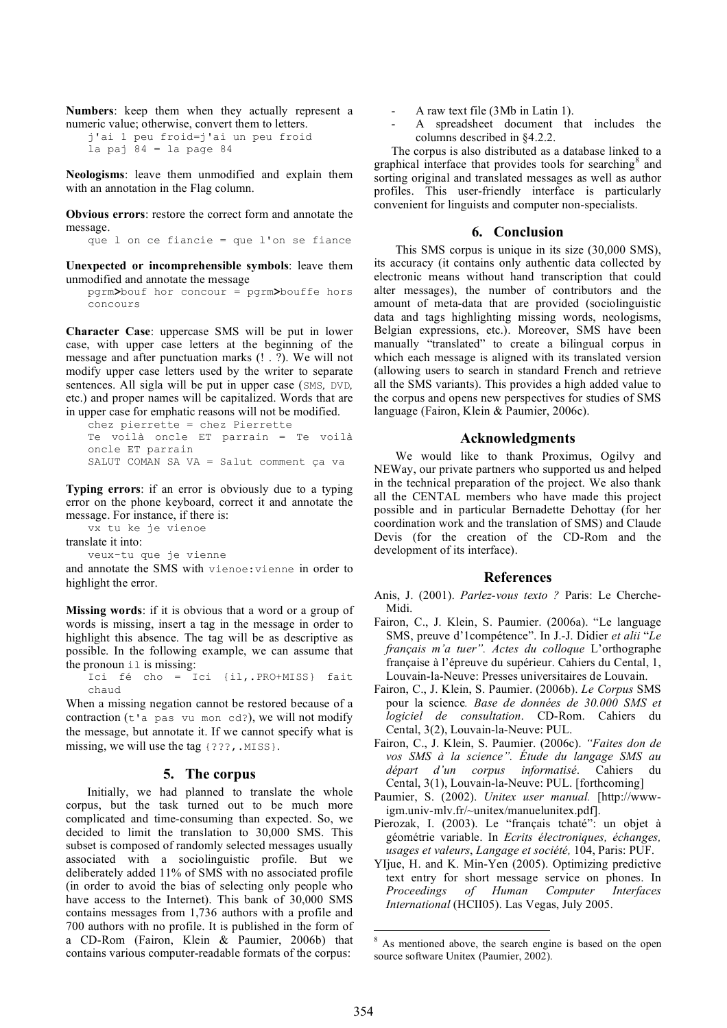**Numbers**: keep them when they actually represent a numeric value; otherwise, convert them to letters.

```
j'ai 1 peu froid=j'ai un peu froid
la paj 84 = la page 84
```

**Neologisms**: leave them unmodified and explain them with an annotation in the Flag column.

**Obvious errors**: restore the correct form and annotate the message.

```
que l on ce fiancie = que l'on se fiance
```

**Unexpected or incomprehensible symbols**: leave them unmodified and annotate the message

```
pgrm>bouf hor concour = pgrm>bouffe hors concours
```

**Character Case**: uppercase SMS will be put in lower case, with upper case letters at the beginning of the message and after punctuation marks (! . ?). We will not modify upper case letters used by the writer to separate sentences. All sigla will be put in upper case (SMS, DVD, etc.) and proper names will be capitalized. Words that are in upper case for emphatic reasons will not be modified.

```
chez pierrette = chez Pierrette
Te voilà oncle ET parrain = Te voilà oncle ET parrain
SALUT COMAN SA VA = Salut comment ça va
```

**Typing errors**: if an error is obviously due to a typing error on the phone keyboard, correct it and annotate the message. For instance, if there is:

```
vx tu ke je vienoe
```

translate it into:

```
veux-tu que je vienne
```

and annotate the SMS with `vienoe:vienne` in order to highlight the error.

**Missing words**: if it is obvious that a word or a group of words is missing, insert a tag in the message in order to highlight this absence. The tag will be as descriptive as possible. In the following example, we can assume that the pronoun `il` is missing:

```
Ici fé cho = Ici {il,.PRO+MISS} fait chaud
```

When a missing negation cannot be restored because of a contraction (`t'a pas vu mon cd?`), we will not modify the message, but annotate it. If we cannot specify what is missing, we will use the tag `{???,.MISS}`.

## 5. The corpus

Initially, we had planned to translate the whole corpus, but the task turned out to be much more complicated and time-consuming than expected. So, we decided to limit the translation to 30,000 SMS. This subset is composed of randomly selected messages usually associated with a sociolinguistic profile. But we deliberately added 11% of SMS with no associated profile (in order to avoid the bias of selecting only people who have access to the Internet). This bank of 30,000 SMS contains messages from 1,736 authors with a profile and 700 authors with no profile. It is published in the form of a CD-Rom (Fairon, Klein & Paumier, 2006b) that contains various computer-readable formats of the corpus:

- A raw text file (3Mb in Latin 1).
- A spreadsheet document that includes the columns described in §4.2.2.

The corpus is also distributed as a database linked to a graphical interface that provides tools for searching[8] and sorting original and translated messages as well as author profiles. This user-friendly interface is particularly convenient for linguists and computer non-specialists.

## 6. Conclusion

This SMS corpus is unique in its size (30,000 SMS), its accuracy (it contains only authentic data collected by electronic means without hand transcription that could alter messages), the number of contributors and the amount of meta-data that are provided (sociolinguistic data and tags highlighting missing words, neologisms, Belgian expressions, etc.). Moreover, SMS have been manually "translated" to create a bilingual corpus in which each message is aligned with its translated version (allowing users to search in standard French and retrieve all the SMS variants). This provides a high added value to the corpus and opens new perspectives for studies of SMS language (Fairon, Klein & Paumier, 2006c).

## Acknowledgments

We would like to thank Proximus, Ogilvy and NEWay, our private partners who supported us and helped in the technical preparation of the project. We also thank all the CENTAL members who have made this project possible and in particular Bernadette Dehottay (for her coordination work and the translation of SMS) and Claude Devis (for the creation of the CD-Rom and the development of its interface).

## References

Anis, J. (2001). *Parlez-vous texto ?* Paris: Le Cherche-Midi.

Fairon, C., J. Klein, S. Paumier. (2006a). "Le language SMS, preuve d'1compétence". In J.-J. Didier *et alii* "*Le français m'a tuer". Actes du colloque* L'orthographe française à l'épreuve du supérieur. Cahiers du Cental, 1, Louvain-la-Neuve: Presses universitaires de Louvain.

Fairon, C., J. Klein, S. Paumier. (2006b). *Le Corpus* SMS pour la science*. Base de données de 30.000 SMS et logiciel de consultation*. CD-Rom. Cahiers du Cental, 3(2), Louvain-la-Neuve: PUL.

Fairon, C., J. Klein, S. Paumier. (2006c). *"Faites don de vos SMS à la science". Étude du langage SMS au départ d'un corpus informatisé*. Cahiers du Cental, 3(1), Louvain-la-Neuve: PUL. [forthcoming]

Paumier, S. (2002). *Unitex user manual.* [http://www-igm.univ-mlv.fr/~unitex/manuelunitex.pdf].

Pierozak, I. (2003). Le "français tchaté": un objet à géométrie variable. In *Ecrits électroniques, échanges, usages et valeurs*, *Langage et société,* 104, Paris: PUF.

YIjue, H. and K. Min-Yen (2005). Optimizing predictive text entry for short message service on phones. In *Proceedings of Human Computer Interfaces International* (HCII05). Las Vegas, July 2005.

[8] As mentioned above, the search engine is based on the open source software Unitex (Paumier, 2002).